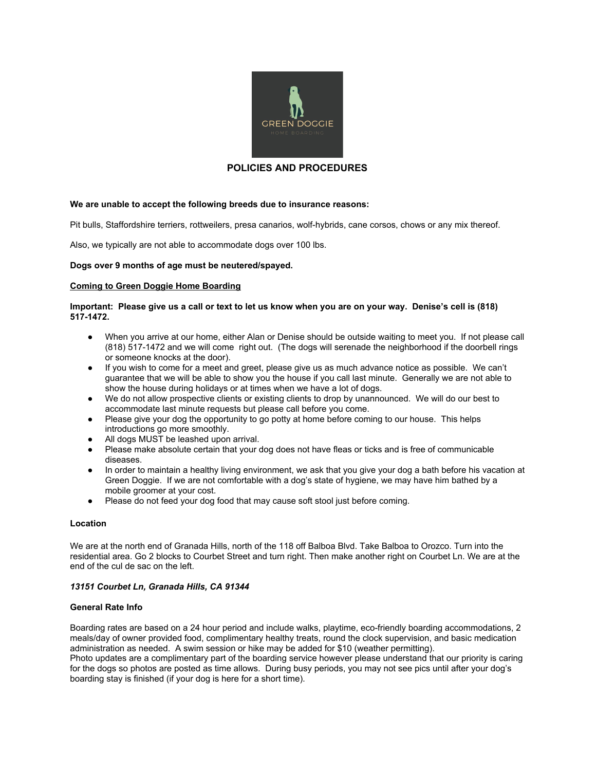# POLICIES AND PROCEDURES

**We are unable to accept the following breeds due to insurance reasons:**

Pit bulls, Staffordshire terriers, rottweilers, presa canarios, wolf-hybrids, cane corsos, chows or any mix thereof.

Also, we typically are not able to accommodate dogs over 100 lbs.

**Dogs over 9 months of age must be neutered/spayed.**

## Coming to Green Doggie Home Boarding

**Important: Please give us a call or text to let us know when you are on your way. Denise's cell is (818) 517-1472.**

- When you arrive at our home, either Alan or Denise should be outside waiting to meet you. If not please call (818) 517-1472 and we will come right out. (The dogs will serenade the neighborhood if the doorbell rings or someone knocks at the door).
- If you wish to come for a meet and greet, please give us as much advance notice as possible. We can't guarantee that we will be able to show you the house if you call last minute. Generally we are not able to show the house during holidays or at times when we have a lot of dogs.
- We do not allow prospective clients or existing clients to drop by unannounced. We will do our best to accommodate last minute requests but please call before you come.
- Please give your dog the opportunity to go potty at home before coming to our house. This helps introductions go more smoothly.
- All dogs MUST be leashed upon arrival.
- Please make absolute certain that your dog does not have fleas or ticks and is free of communicable diseases.
- In order to maintain a healthy living environment, we ask that you give your dog a bath before his vacation at Green Doggie. If we are not comfortable with a dog's state of hygiene, we may have him bathed by a mobile groomer at your cost.
- Please do not feed your dog food that may cause soft stool just before coming.

### Location

We are at the north end of Granada Hills, north of the 118 off Balboa Blvd. Take Balboa to Orozco. Turn into the residential area. Go 2 blocks to Courbet Street and turn right. Then make another right on Courbet Ln. We are at the end of the cul de sac on the left.

***13151 Courbet Ln, Granada Hills, CA 91344***

### General Rate Info

Boarding rates are based on a 24 hour period and include walks, playtime, eco-friendly boarding accommodations, 2 meals/day of owner provided food, complimentary healthy treats, round the clock supervision, and basic medication administration as needed. A swim session or hike may be added for $10 (weather permitting).
Photo updates are a complimentary part of the boarding service however please understand that our priority is caring for the dogs so photos are posted as time allows. During busy periods, you may not see pics until after your dog's boarding stay is finished (if your dog is here for a short time).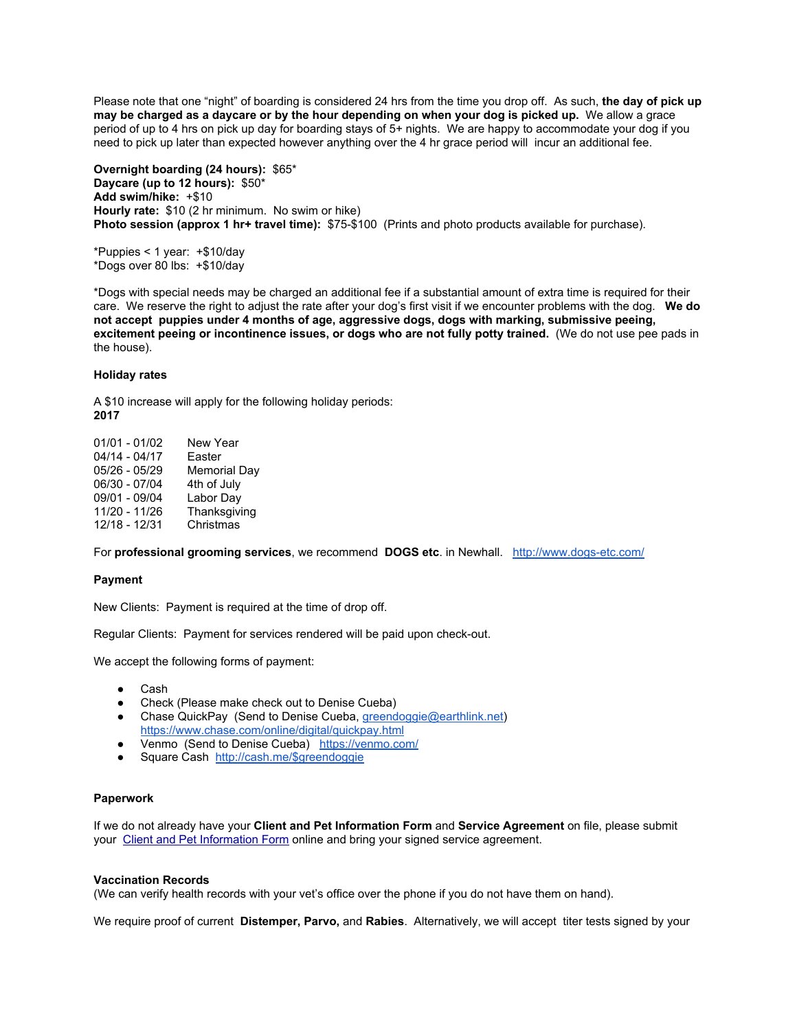Please note that one "night" of boarding is considered 24 hrs from the time you drop off. As such, **the day of pick up may be charged as a daycare or by the hour depending on when your dog is picked up.** We allow a grace period of up to 4 hrs on pick up day for boarding stays of 5+ nights. We are happy to accommodate your dog if you need to pick up later than expected however anything over the 4 hr grace period will incur an additional fee.

**Overnight boarding (24 hours):** $65*
**Daycare (up to 12 hours):** $50*
**Add swim/hike:** +$10
**Hourly rate:** $10 (2 hr minimum. No swim or hike)
**Photo session (approx 1 hr+ travel time):** $75-$100 (Prints and photo products available for purchase).

*Puppies < 1 year: +$10/day
*Dogs over 80 lbs: +$10/day

*Dogs with special needs may be charged an additional fee if a substantial amount of extra time is required for their care. We reserve the right to adjust the rate after your dog's first visit if we encounter problems with the dog. **We do not accept puppies under 4 months of age, aggressive dogs, dogs with marking, submissive peeing, excitement peeing or incontinence issues, or dogs who are not fully potty trained.** (We do not use pee pads in the house).

**Holiday rates**

A $10 increase will apply for the following holiday periods:
**2017**

| | |
|---|---|
| 01/01 - 01/02 | New Year |
| 04/14 - 04/17 | Easter |
| 05/26 - 05/29 | Memorial Day |
| 06/30 - 07/04 | 4th of July |
| 09/01 - 09/04 | Labor Day |
| 11/20 - 11/26 | Thanksgiving |
| 12/18 - 12/31 | Christmas |

For **professional grooming services**, we recommend **DOGS etc**. in Newhall. http://www.dogs-etc.com/

**Payment**

New Clients: Payment is required at the time of drop off.

Regular Clients: Payment for services rendered will be paid upon check-out.

We accept the following forms of payment:

- Cash
- Check (Please make check out to Denise Cueba)
- Chase QuickPay (Send to Denise Cueba, greendoggie@earthlink.net) https://www.chase.com/online/digital/quickpay.html
- Venmo (Send to Denise Cueba) https://venmo.com/
- Square Cash http://cash.me/$greendoggie

**Paperwork**

If we do not already have your **Client and Pet Information Form** and **Service Agreement** on file, please submit your Client and Pet Information Form online and bring your signed service agreement.

**Vaccination Records**
(We can verify health records with your vet's office over the phone if you do not have them on hand).

We require proof of current **Distemper, Parvo,** and **Rabies**. Alternatively, we will accept titer tests signed by your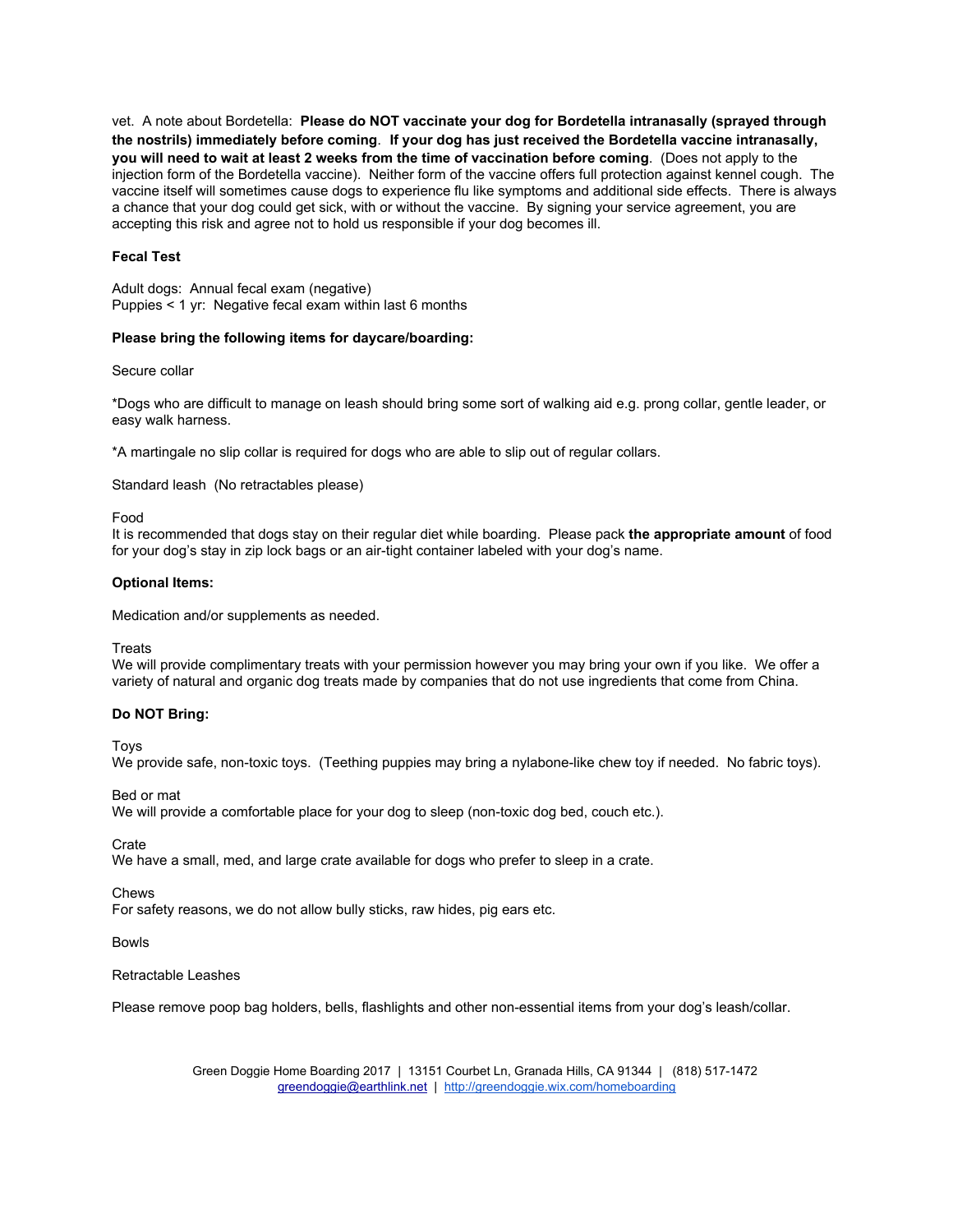vet. A note about Bordetella: **Please do NOT vaccinate your dog for Bordetella intranasally (sprayed through the nostrils) immediately before coming**. **If your dog has just received the Bordetella vaccine intranasally, you will need to wait at least 2 weeks from the time of vaccination before coming**. (Does not apply to the injection form of the Bordetella vaccine). Neither form of the vaccine offers full protection against kennel cough. The vaccine itself will sometimes cause dogs to experience flu like symptoms and additional side effects. There is always a chance that your dog could get sick, with or without the vaccine. By signing your service agreement, you are accepting this risk and agree not to hold us responsible if your dog becomes ill.

**Fecal Test**

Adult dogs: Annual fecal exam (negative)
Puppies < 1 yr: Negative fecal exam within last 6 months

**Please bring the following items for daycare/boarding:**

Secure collar

*Dogs who are difficult to manage on leash should bring some sort of walking aid e.g. prong collar, gentle leader, or easy walk harness.

*A martingale no slip collar is required for dogs who are able to slip out of regular collars.

Standard leash (No retractables please)

Food
It is recommended that dogs stay on their regular diet while boarding. Please pack **the appropriate amount** of food for your dog's stay in zip lock bags or an air-tight container labeled with your dog's name.

**Optional Items:**

Medication and/or supplements as needed.

Treats
We will provide complimentary treats with your permission however you may bring your own if you like. We offer a variety of natural and organic dog treats made by companies that do not use ingredients that come from China.

**Do NOT Bring:**

Toys
We provide safe, non-toxic toys. (Teething puppies may bring a nylabone-like chew toy if needed. No fabric toys).

Bed or mat
We will provide a comfortable place for your dog to sleep (non-toxic dog bed, couch etc.).

Crate
We have a small, med, and large crate available for dogs who prefer to sleep in a crate.

Chews
For safety reasons, we do not allow bully sticks, raw hides, pig ears etc.

Bowls

Retractable Leashes

Please remove poop bag holders, bells, flashlights and other non-essential items from your dog's leash/collar.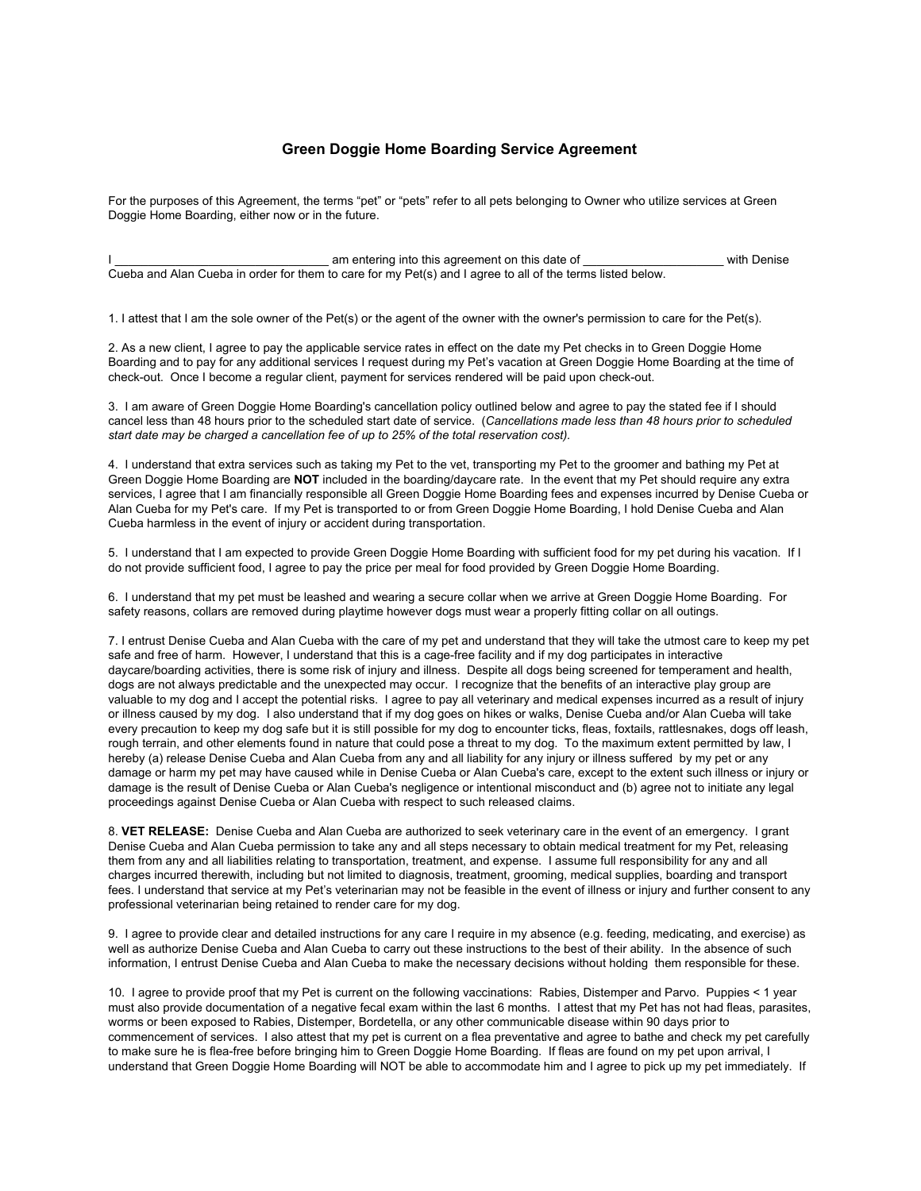## Green Doggie Home Boarding Service Agreement

For the purposes of this Agreement, the terms "pet" or "pets" refer to all pets belonging to Owner who utilize services at Green Doggie Home Boarding, either now or in the future.

I _______________________________ am entering into this agreement on this date of ____________________ with Denise Cueba and Alan Cueba in order for them to care for my Pet(s) and I agree to all of the terms listed below.

1. I attest that I am the sole owner of the Pet(s) or the agent of the owner with the owner's permission to care for the Pet(s).

2. As a new client, I agree to pay the applicable service rates in effect on the date my Pet checks in to Green Doggie Home Boarding and to pay for any additional services I request during my Pet's vacation at Green Doggie Home Boarding at the time of check-out. Once I become a regular client, payment for services rendered will be paid upon check-out.

3. I am aware of Green Doggie Home Boarding's cancellation policy outlined below and agree to pay the stated fee if I should cancel less than 48 hours prior to the scheduled start date of service. (*Cancellations made less than 48 hours prior to scheduled start date may be charged a cancellation fee of up to 25% of the total reservation cost).*

4. I understand that extra services such as taking my Pet to the vet, transporting my Pet to the groomer and bathing my Pet at Green Doggie Home Boarding are **NOT** included in the boarding/daycare rate. In the event that my Pet should require any extra services, I agree that I am financially responsible all Green Doggie Home Boarding fees and expenses incurred by Denise Cueba or Alan Cueba for my Pet's care. If my Pet is transported to or from Green Doggie Home Boarding, I hold Denise Cueba and Alan Cueba harmless in the event of injury or accident during transportation.

5. I understand that I am expected to provide Green Doggie Home Boarding with sufficient food for my pet during his vacation. If I do not provide sufficient food, I agree to pay the price per meal for food provided by Green Doggie Home Boarding.

6. I understand that my pet must be leashed and wearing a secure collar when we arrive at Green Doggie Home Boarding. For safety reasons, collars are removed during playtime however dogs must wear a properly fitting collar on all outings.

7. I entrust Denise Cueba and Alan Cueba with the care of my pet and understand that they will take the utmost care to keep my pet safe and free of harm. However, I understand that this is a cage-free facility and if my dog participates in interactive daycare/boarding activities, there is some risk of injury and illness. Despite all dogs being screened for temperament and health, dogs are not always predictable and the unexpected may occur. I recognize that the benefits of an interactive play group are valuable to my dog and I accept the potential risks. I agree to pay all veterinary and medical expenses incurred as a result of injury or illness caused by my dog. I also understand that if my dog goes on hikes or walks, Denise Cueba and/or Alan Cueba will take every precaution to keep my dog safe but it is still possible for my dog to encounter ticks, fleas, foxtails, rattlesnakes, dogs off leash, rough terrain, and other elements found in nature that could pose a threat to my dog. To the maximum extent permitted by law, I hereby (a) release Denise Cueba and Alan Cueba from any and all liability for any injury or illness suffered by my pet or any damage or harm my pet may have caused while in Denise Cueba or Alan Cueba's care, except to the extent such illness or injury or damage is the result of Denise Cueba or Alan Cueba's negligence or intentional misconduct and (b) agree not to initiate any legal proceedings against Denise Cueba or Alan Cueba with respect to such released claims.

8. **VET RELEASE:** Denise Cueba and Alan Cueba are authorized to seek veterinary care in the event of an emergency. I grant Denise Cueba and Alan Cueba permission to take any and all steps necessary to obtain medical treatment for my Pet, releasing them from any and all liabilities relating to transportation, treatment, and expense. I assume full responsibility for any and all charges incurred therewith, including but not limited to diagnosis, treatment, grooming, medical supplies, boarding and transport fees. I understand that service at my Pet's veterinarian may not be feasible in the event of illness or injury and further consent to any professional veterinarian being retained to render care for my dog.

9. I agree to provide clear and detailed instructions for any care I require in my absence (e.g. feeding, medicating, and exercise) as well as authorize Denise Cueba and Alan Cueba to carry out these instructions to the best of their ability. In the absence of such information, I entrust Denise Cueba and Alan Cueba to make the necessary decisions without holding them responsible for these.

10. I agree to provide proof that my Pet is current on the following vaccinations: Rabies, Distemper and Parvo. Puppies < 1 year must also provide documentation of a negative fecal exam within the last 6 months. I attest that my Pet has not had fleas, parasites, worms or been exposed to Rabies, Distemper, Bordetella, or any other communicable disease within 90 days prior to commencement of services. I also attest that my pet is current on a flea preventative and agree to bathe and check my pet carefully to make sure he is flea-free before bringing him to Green Doggie Home Boarding. If fleas are found on my pet upon arrival, I understand that Green Doggie Home Boarding will NOT be able to accommodate him and I agree to pick up my pet immediately. If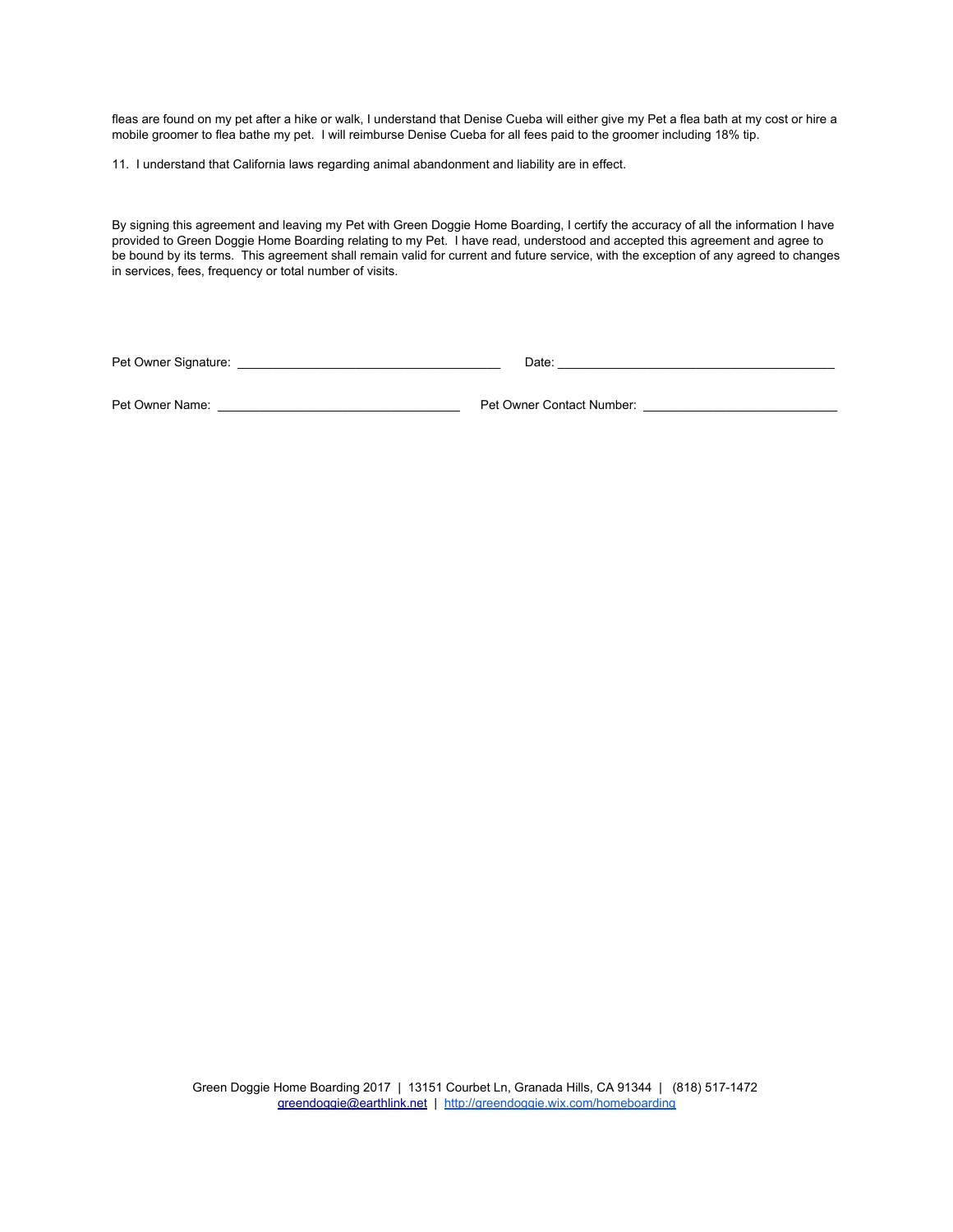fleas are found on my pet after a hike or walk, I understand that Denise Cueba will either give my Pet a flea bath at my cost or hire a mobile groomer to flea bathe my pet. I will reimburse Denise Cueba for all fees paid to the groomer including 18% tip.

11. I understand that California laws regarding animal abandonment and liability are in effect.

By signing this agreement and leaving my Pet with Green Doggie Home Boarding, I certify the accuracy of all the information I have provided to Green Doggie Home Boarding relating to my Pet. I have read, understood and accepted this agreement and agree to be bound by its terms. This agreement shall remain valid for current and future service, with the exception of any agreed to changes in services, fees, frequency or total number of visits.

Pet Owner Signature: ______________________________ Date: ______________________________

Pet Owner Name: ______________________________ Pet Owner Contact Number: ______________________________